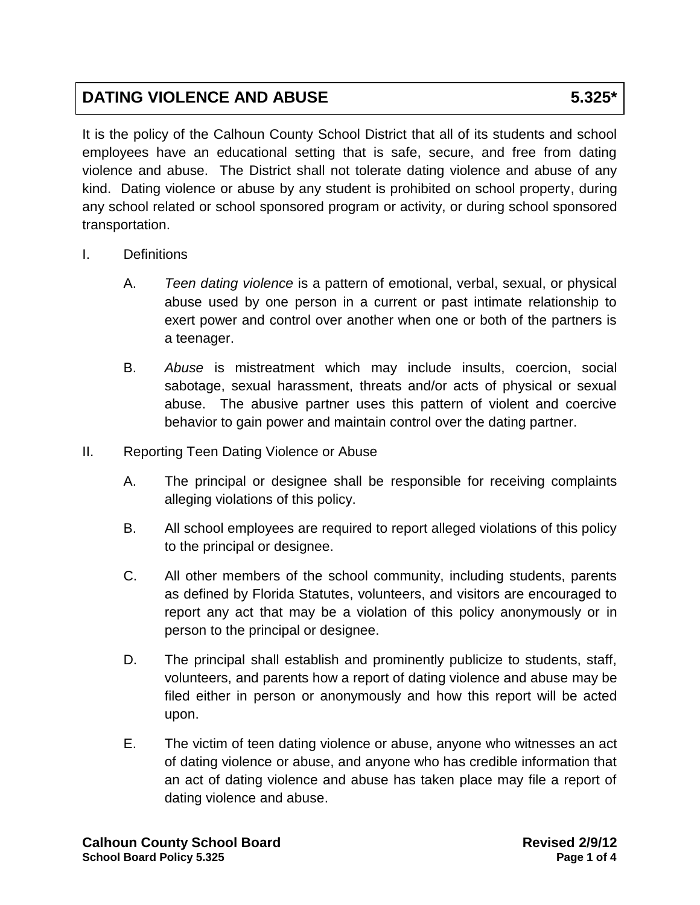# DATING VIOLENCE AND ABUSE 5.325*

It is the policy of the Calhoun County School District that all of its students and school employees have an educational setting that is safe, secure, and free from dating violence and abuse. The District shall not tolerate dating violence and abuse of any kind. Dating violence or abuse by any student is prohibited on school property, during any school related or school sponsored program or activity, or during school sponsored transportation.

I. Definitions

   A. *Teen dating violence* is a pattern of emotional, verbal, sexual, or physical abuse used by one person in a current or past intimate relationship to exert power and control over another when one or both of the partners is a teenager.

   B. *Abuse* is mistreatment which may include insults, coercion, social sabotage, sexual harassment, threats and/or acts of physical or sexual abuse. The abusive partner uses this pattern of violent and coercive behavior to gain power and maintain control over the dating partner.

II. Reporting Teen Dating Violence or Abuse

   A. The principal or designee shall be responsible for receiving complaints alleging violations of this policy.

   B. All school employees are required to report alleged violations of this policy to the principal or designee.

   C. All other members of the school community, including students, parents as defined by Florida Statutes, volunteers, and visitors are encouraged to report any act that may be a violation of this policy anonymously or in person to the principal or designee.

   D. The principal shall establish and prominently publicize to students, staff, volunteers, and parents how a report of dating violence and abuse may be filed either in person or anonymously and how this report will be acted upon.

   E. The victim of teen dating violence or abuse, anyone who witnesses an act of dating violence or abuse, and anyone who has credible information that an act of dating violence and abuse has taken place may file a report of dating violence and abuse.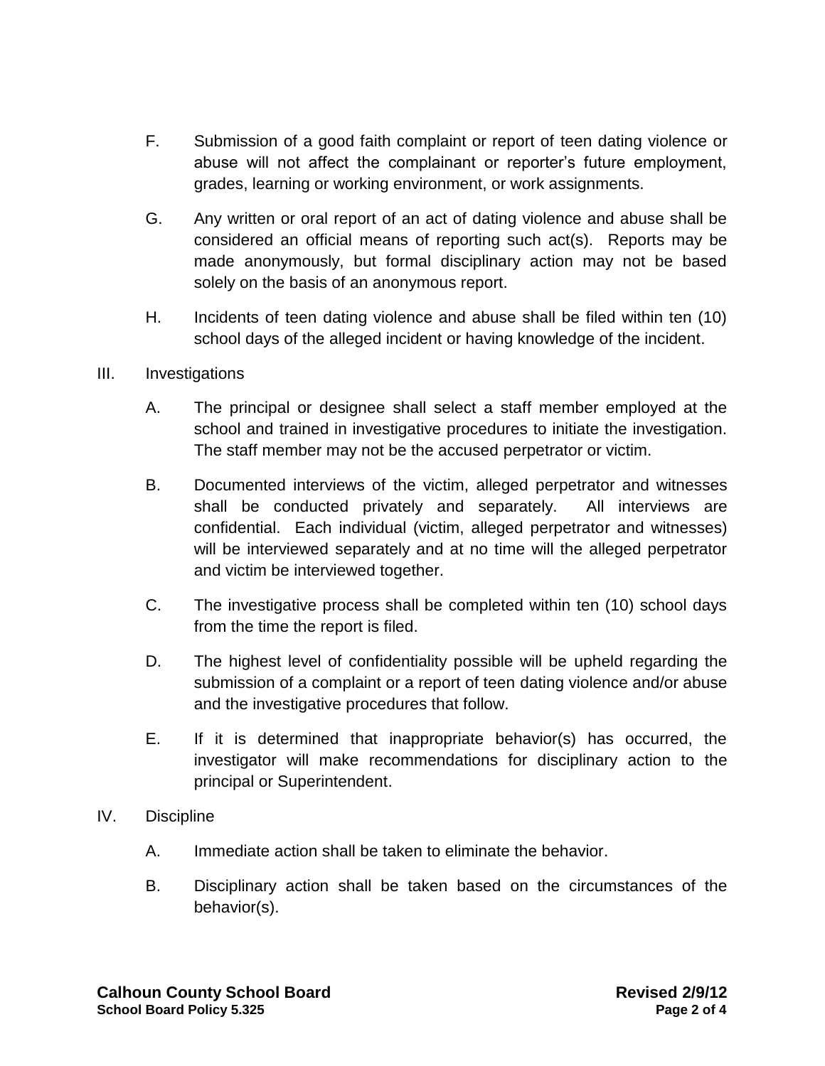F. Submission of a good faith complaint or report of teen dating violence or abuse will not affect the complainant or reporter's future employment, grades, learning or working environment, or work assignments.

G. Any written or oral report of an act of dating violence and abuse shall be considered an official means of reporting such act(s). Reports may be made anonymously, but formal disciplinary action may not be based solely on the basis of an anonymous report.

H. Incidents of teen dating violence and abuse shall be filed within ten (10) school days of the alleged incident or having knowledge of the incident.

III. Investigations

A. The principal or designee shall select a staff member employed at the school and trained in investigative procedures to initiate the investigation. The staff member may not be the accused perpetrator or victim.

B. Documented interviews of the victim, alleged perpetrator and witnesses shall be conducted privately and separately. All interviews are confidential. Each individual (victim, alleged perpetrator and witnesses) will be interviewed separately and at no time will the alleged perpetrator and victim be interviewed together.

C. The investigative process shall be completed within ten (10) school days from the time the report is filed.

D. The highest level of confidentiality possible will be upheld regarding the submission of a complaint or a report of teen dating violence and/or abuse and the investigative procedures that follow.

E. If it is determined that inappropriate behavior(s) has occurred, the investigator will make recommendations for disciplinary action to the principal or Superintendent.

IV. Discipline

A. Immediate action shall be taken to eliminate the behavior.

B. Disciplinary action shall be taken based on the circumstances of the behavior(s).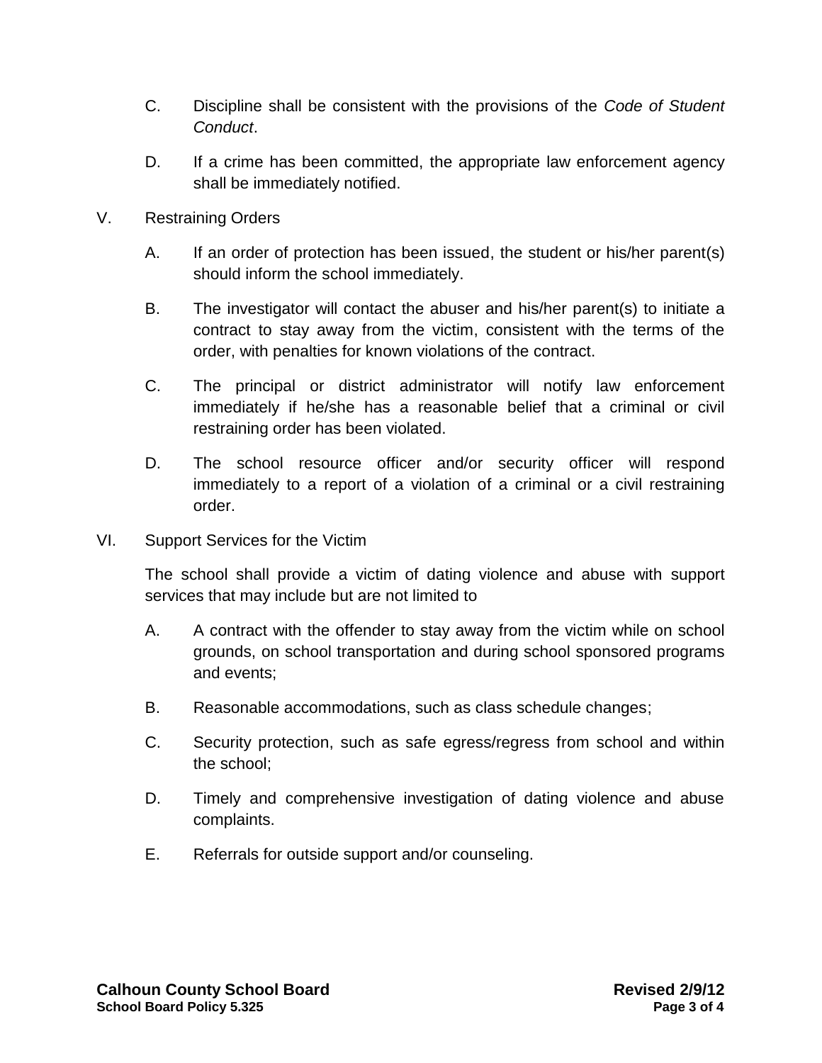C. Discipline shall be consistent with the provisions of the *Code of Student Conduct*.

D. If a crime has been committed, the appropriate law enforcement agency shall be immediately notified.

V. Restraining Orders

A. If an order of protection has been issued, the student or his/her parent(s) should inform the school immediately.

B. The investigator will contact the abuser and his/her parent(s) to initiate a contract to stay away from the victim, consistent with the terms of the order, with penalties for known violations of the contract.

C. The principal or district administrator will notify law enforcement immediately if he/she has a reasonable belief that a criminal or civil restraining order has been violated.

D. The school resource officer and/or security officer will respond immediately to a report of a violation of a criminal or a civil restraining order.

VI. Support Services for the Victim

The school shall provide a victim of dating violence and abuse with support services that may include but are not limited to

A. A contract with the offender to stay away from the victim while on school grounds, on school transportation and during school sponsored programs and events;

B. Reasonable accommodations, such as class schedule changes;

C. Security protection, such as safe egress/regress from school and within the school;

D. Timely and comprehensive investigation of dating violence and abuse complaints.

E. Referrals for outside support and/or counseling.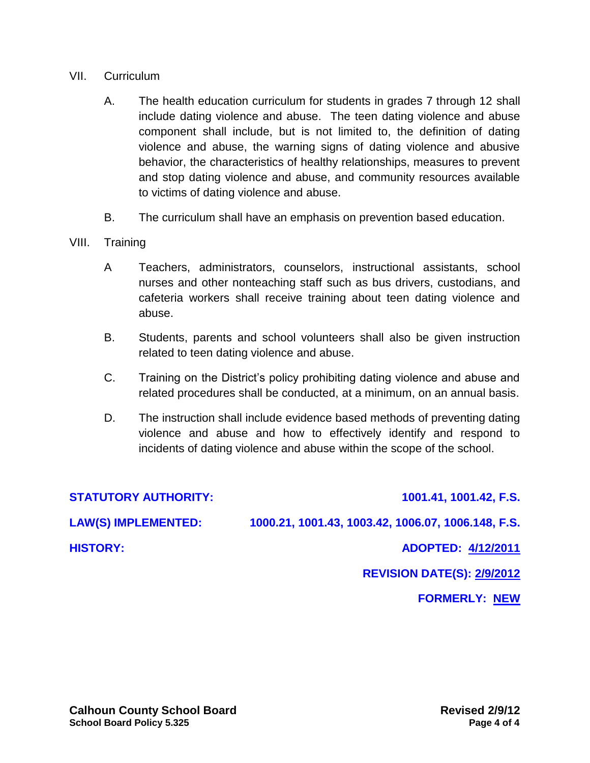VII. Curriculum

A. The health education curriculum for students in grades 7 through 12 shall include dating violence and abuse. The teen dating violence and abuse component shall include, but is not limited to, the definition of dating violence and abuse, the warning signs of dating violence and abusive behavior, the characteristics of healthy relationships, measures to prevent and stop dating violence and abuse, and community resources available to victims of dating violence and abuse.

B. The curriculum shall have an emphasis on prevention based education.

VIII. Training

A Teachers, administrators, counselors, instructional assistants, school nurses and other nonteaching staff such as bus drivers, custodians, and cafeteria workers shall receive training about teen dating violence and abuse.

B. Students, parents and school volunteers shall also be given instruction related to teen dating violence and abuse.

C. Training on the District's policy prohibiting dating violence and abuse and related procedures shall be conducted, at a minimum, on an annual basis.

D. The instruction shall include evidence based methods of preventing dating violence and abuse and how to effectively identify and respond to incidents of dating violence and abuse within the scope of the school.

**STATUTORY AUTHORITY:** **1001.41, 1001.42, F.S.**

**LAW(S) IMPLEMENTED:** **1000.21, 1001.43, 1003.42, 1006.07, 1006.148, F.S.**

**HISTORY:** **ADOPTED: 4/12/2011**

**REVISION DATE(S): 2/9/2012**

**FORMERLY: NEW**